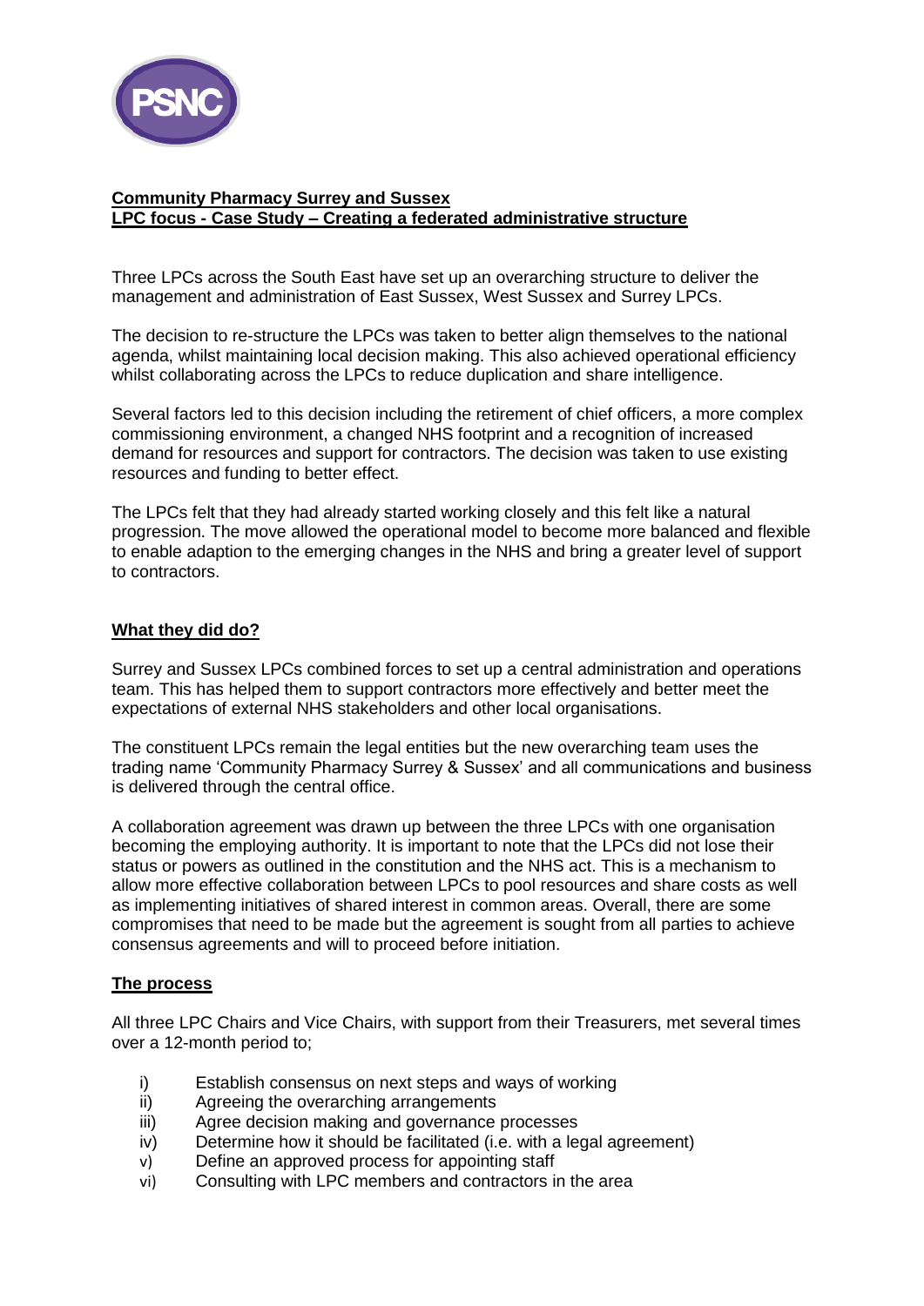**Community Pharmacy Surrey and Sussex**
**LPC focus - Case Study – Creating a federated administrative structure**

Three LPCs across the South East have set up an overarching structure to deliver the management and administration of East Sussex, West Sussex and Surrey LPCs.

The decision to re-structure the LPCs was taken to better align themselves to the national agenda, whilst maintaining local decision making. This also achieved operational efficiency whilst collaborating across the LPCs to reduce duplication and share intelligence.

Several factors led to this decision including the retirement of chief officers, a more complex commissioning environment, a changed NHS footprint and a recognition of increased demand for resources and support for contractors. The decision was taken to use existing resources and funding to better effect.

The LPCs felt that they had already started working closely and this felt like a natural progression. The move allowed the operational model to become more balanced and flexible to enable adaption to the emerging changes in the NHS and bring a greater level of support to contractors.

**What they did do?**

Surrey and Sussex LPCs combined forces to set up a central administration and operations team. This has helped them to support contractors more effectively and better meet the expectations of external NHS stakeholders and other local organisations.

The constituent LPCs remain the legal entities but the new overarching team uses the trading name 'Community Pharmacy Surrey & Sussex' and all communications and business is delivered through the central office.

A collaboration agreement was drawn up between the three LPCs with one organisation becoming the employing authority. It is important to note that the LPCs did not lose their status or powers as outlined in the constitution and the NHS act. This is a mechanism to allow more effective collaboration between LPCs to pool resources and share costs as well as implementing initiatives of shared interest in common areas. Overall, there are some compromises that need to be made but the agreement is sought from all parties to achieve consensus agreements and will to proceed before initiation.

**The process**

All three LPC Chairs and Vice Chairs, with support from their Treasurers, met several times over a 12-month period to;

i) Establish consensus on next steps and ways of working
ii) Agreeing the overarching arrangements
iii) Agree decision making and governance processes
iv) Determine how it should be facilitated (i.e. with a legal agreement)
v) Define an approved process for appointing staff
vi) Consulting with LPC members and contractors in the area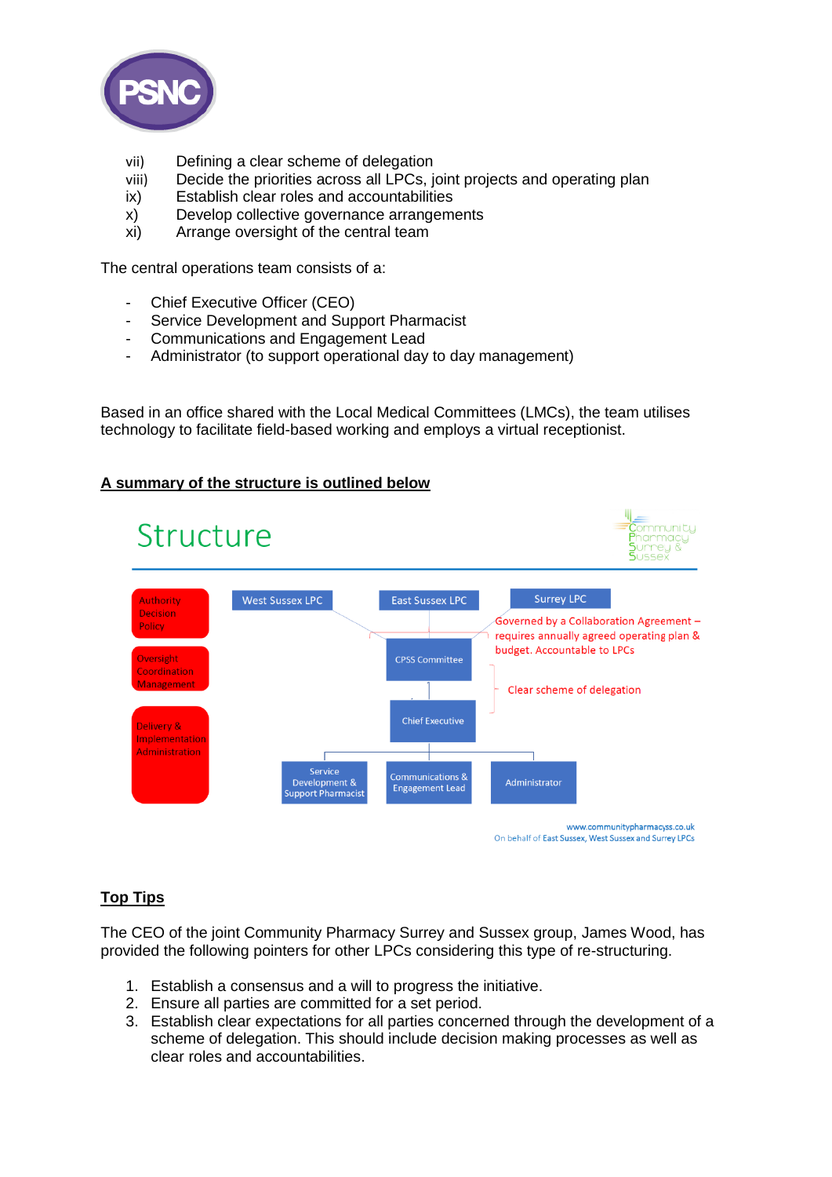vii) Defining a clear scheme of delegation
viii) Decide the priorities across all LPCs, joint projects and operating plan
ix) Establish clear roles and accountabilities
x) Develop collective governance arrangements
xi) Arrange oversight of the central team

The central operations team consists of a:

- Chief Executive Officer (CEO)
- Service Development and Support Pharmacist
- Communications and Engagement Lead
- Administrator (to support operational day to day management)

Based in an office shared with the Local Medical Committees (LMCs), the team utilises technology to facilitate field-based working and employs a virtual receptionist.

**A summary of the structure is outlined below**

Structure

Community Pharmacy Surrey & Sussex

Authority Decision Policy

Oversight Coordination Management

Delivery & Implementation Administration

West Sussex LPC | East Sussex LPC | Surrey LPC

Governed by a Collaboration Agreement – requires annually agreed operating plan & budget. Accountable to LPCs

CPSS Committee

Clear scheme of delegation

Chief Executive

Service Development & Support Pharmacist | Communications & Engagement Lead | Administrator

www.communitypharmacyss.co.uk
On behalf of East Sussex, West Sussex and Surrey LPCs

## Top Tips

The CEO of the joint Community Pharmacy Surrey and Sussex group, James Wood, has provided the following pointers for other LPCs considering this type of re-structuring.

1. Establish a consensus and a will to progress the initiative.
2. Ensure all parties are committed for a set period.
3. Establish clear expectations for all parties concerned through the development of a scheme of delegation. This should include decision making processes as well as clear roles and accountabilities.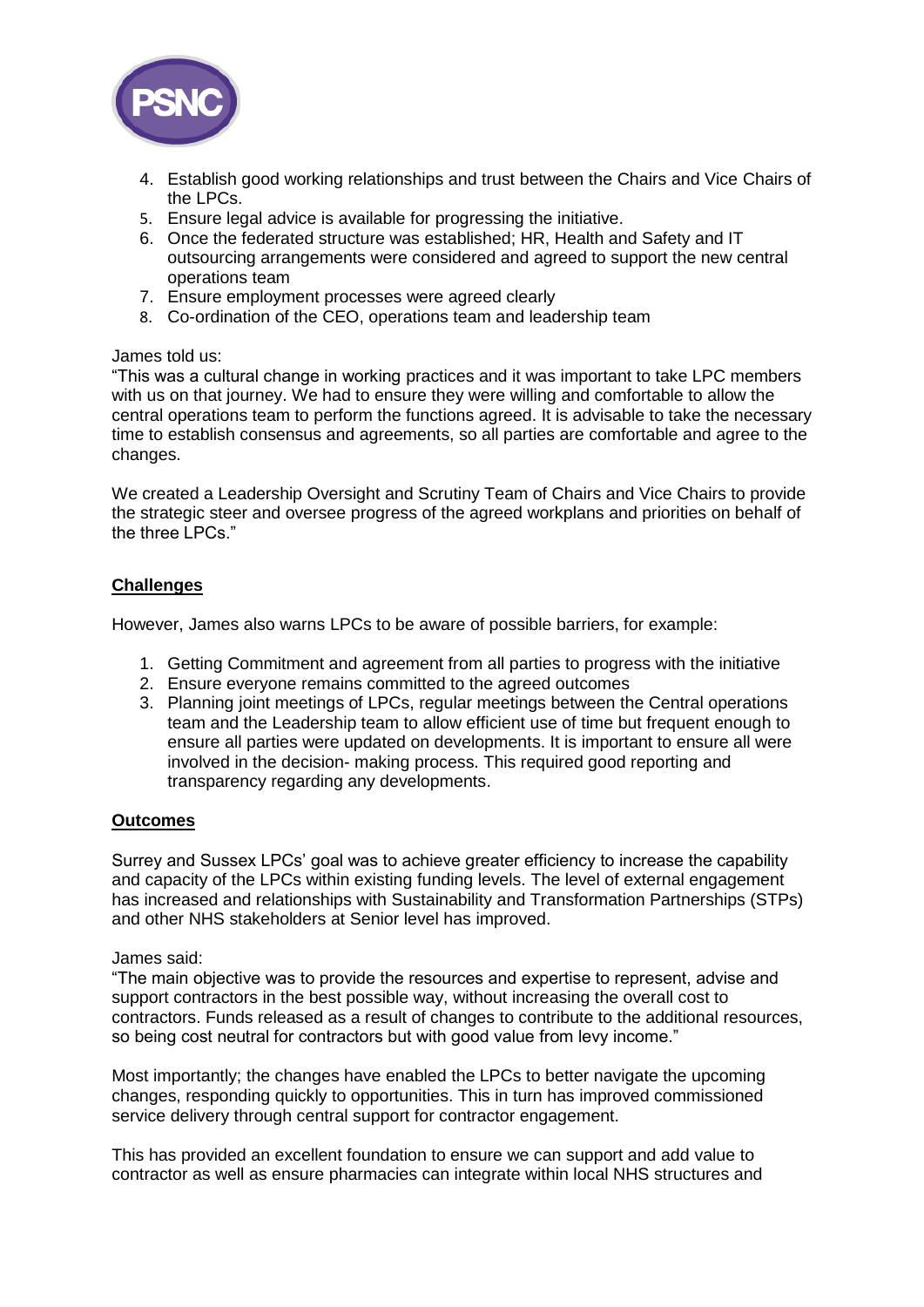4. Establish good working relationships and trust between the Chairs and Vice Chairs of the LPCs.
5. Ensure legal advice is available for progressing the initiative.
6. Once the federated structure was established; HR, Health and Safety and IT outsourcing arrangements were considered and agreed to support the new central operations team
7. Ensure employment processes were agreed clearly
8. Co-ordination of the CEO, operations team and leadership team

James told us:
"This was a cultural change in working practices and it was important to take LPC members with us on that journey. We had to ensure they were willing and comfortable to allow the central operations team to perform the functions agreed. It is advisable to take the necessary time to establish consensus and agreements, so all parties are comfortable and agree to the changes.

We created a Leadership Oversight and Scrutiny Team of Chairs and Vice Chairs to provide the strategic steer and oversee progress of the agreed workplans and priorities on behalf of the three LPCs."

**Challenges**

However, James also warns LPCs to be aware of possible barriers, for example:

1. Getting Commitment and agreement from all parties to progress with the initiative
2. Ensure everyone remains committed to the agreed outcomes
3. Planning joint meetings of LPCs, regular meetings between the Central operations team and the Leadership team to allow efficient use of time but frequent enough to ensure all parties were updated on developments. It is important to ensure all were involved in the decision- making process. This required good reporting and transparency regarding any developments.

**Outcomes**

Surrey and Sussex LPCs' goal was to achieve greater efficiency to increase the capability and capacity of the LPCs within existing funding levels. The level of external engagement has increased and relationships with Sustainability and Transformation Partnerships (STPs) and other NHS stakeholders at Senior level has improved.

James said:
"The main objective was to provide the resources and expertise to represent, advise and support contractors in the best possible way, without increasing the overall cost to contractors. Funds released as a result of changes to contribute to the additional resources, so being cost neutral for contractors but with good value from levy income."

Most importantly; the changes have enabled the LPCs to better navigate the upcoming changes, responding quickly to opportunities. This in turn has improved commissioned service delivery through central support for contractor engagement.

This has provided an excellent foundation to ensure we can support and add value to contractor as well as ensure pharmacies can integrate within local NHS structures and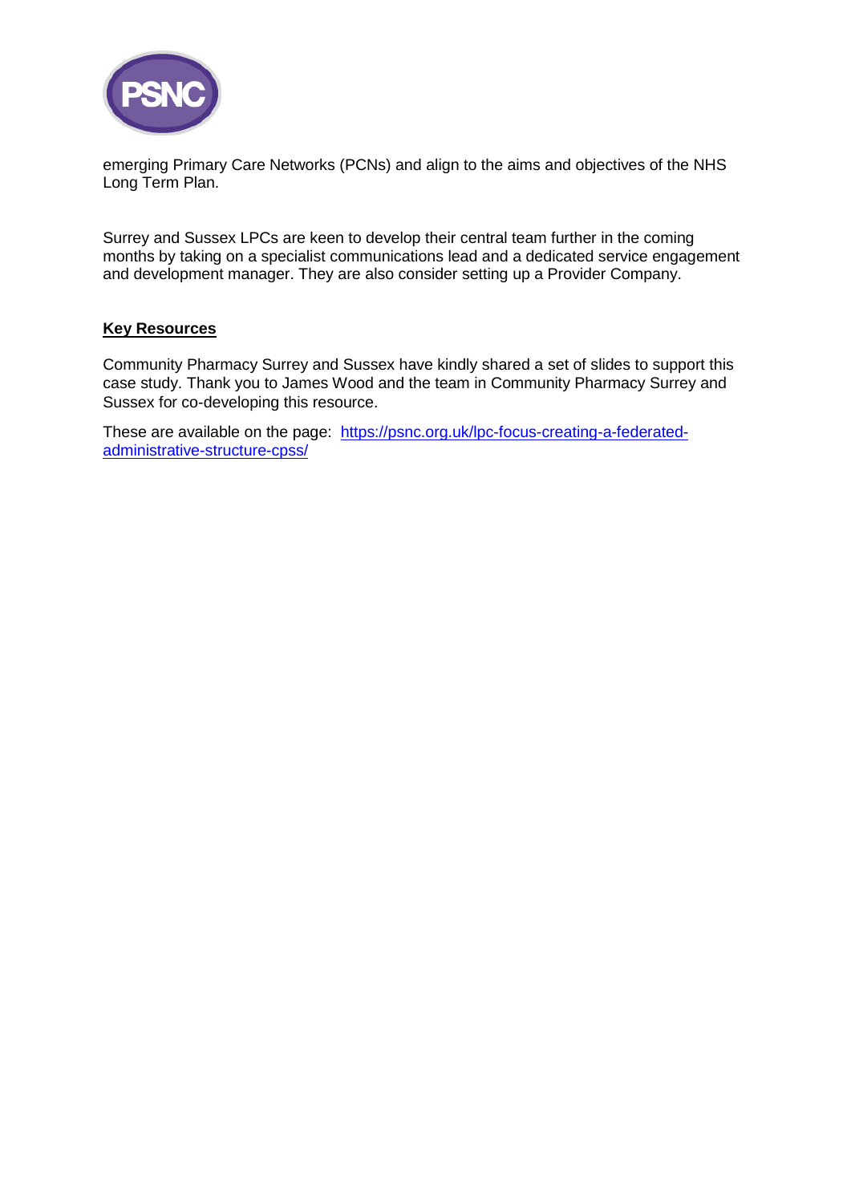emerging Primary Care Networks (PCNs) and align to the aims and objectives of the NHS Long Term Plan.

Surrey and Sussex LPCs are keen to develop their central team further in the coming months by taking on a specialist communications lead and a dedicated service engagement and development manager. They are also consider setting up a Provider Company.

**Key Resources**

Community Pharmacy Surrey and Sussex have kindly shared a set of slides to support this case study. Thank you to James Wood and the team in Community Pharmacy Surrey and Sussex for co-developing this resource.

These are available on the page: [https://psnc.org.uk/lpc-focus-creating-a-federated-administrative-structure-cpss/](https://psnc.org.uk/lpc-focus-creating-a-federated-administrative-structure-cpss/)